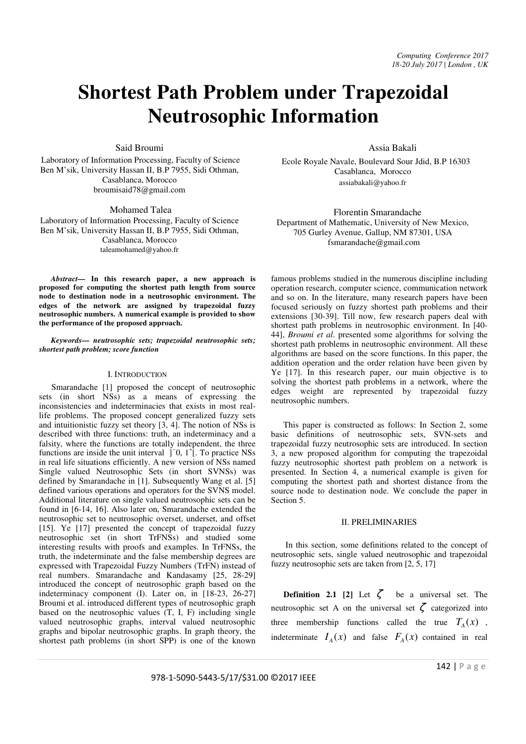# Shortest Path Problem under Trapezoidal Neutrosophic Information

Said Broumi
Laboratory of Information Processing, Faculty of Science
Ben M'sik, University Hassan II, B.P 7955, Sidi Othman, Casablanca, Morocco
broumisaid78@gmail.com

Assia Bakali
Ecole Royale Navale, Boulevard Sour Jdid, B.P 16303
Casablanca, Morocco
assiabakali@yahoo.fr

Mohamed Talea
Laboratory of Information Processing, Faculty of Science
Ben M'sik, University Hassan II, B.P 7955, Sidi Othman, Casablanca, Morocco
taleamohamed@yahoo.fr

Florentin Smarandache
Department of Mathematic, University of New Mexico, 705 Gurley Avenue, Gallup, NM 87301, USA
fsmarandache@gmail.com

***Abstract***— **In this research paper, a new approach is proposed for computing the shortest path length from source node to destination node in a neutrosophic environment. The edges of the network are assigned by trapezoidal fuzzy neutrosophic numbers. A numerical example is provided to show the performance of the proposed approach.**

***Keywords***— ***neutrosophic sets; trapezoidal neutrosophic sets; shortest path problem; score function***

## I. INTRODUCTION

Smarandache [1] proposed the concept of neutrosophic sets (in short NSs) as a means of expressing the inconsistencies and indeterminacies that exists in most real-life problems. The proposed concept generalized fuzzy sets and intuitionistic fuzzy set theory [3, 4]. The notion of NSs is described with three functions: truth, an indeterminacy and a falsity, where the functions are totally independent, the three functions are inside the unit interval $]^-0, 1^+[$. To practice NSs in real life situations efficiently. A new version of NSs named Single valued Neutrosophic Sets (in short SVNSs) was defined by Smarandache in [1]. Subsequently Wang et al. [5] defined various operations and operators for the SVNS model. Additional literature on single valued neutrosophic sets can be found in [6-14, 16]. Also later on, Smarandache extended the neutrosophic set to neutrosophic overset, underset, and offset [15]. Ye [17] presented the concept of trapezoidal fuzzy neutrosophic set (in short TrFNSs) and studied some interesting results with proofs and examples. In TrFNSs, the truth, the indeterminate and the false membership degrees are expressed with Trapezoidal Fuzzy Numbers (TrFN) instead of real numbers. Smarandache and Kandasamy [25, 28-29] introduced the concept of neutrosophic graph based on the indeterminacy component (I). Later on, in [18-23, 26-27] Broumi et al. introduced different types of neutrosophic graph based on the neutrosophic values (T, I, F) including single valued neutrosophic graphs, interval valued neutrosophic graphs and bipolar neutrosophic graphs. In graph theory, the shortest path problems (in short SPP) is one of the known famous problems studied in the numerous discipline including operation research, computer science, communication network and so on. In the literature, many research papers have been focused seriously on fuzzy shortest path problems and their extensions [30-39]. Till now, few research papers deal with shortest path problems in neutrosophic environment. In [40-44], *Broumi et al*. presented some algorithms for solving the shortest path problems in neutrosophic environment. All these algorithms are based on the score functions. In this paper, the addition operation and the order relation have been given by Ye [17]. In this research paper, our main objective is to solving the shortest path problems in a network, where the edges weight are represented by trapezoidal fuzzy neutrosophic numbers.

This paper is constructed as follows: In Section 2, some basic definitions of neutrosophic sets, SVN-sets and trapezoidal fuzzy neutrosophic sets are introduced. In section 3, a new proposed algorithm for computing the trapezoidal fuzzy neutrosophic shortest path problem on a network is presented. In Section 4, a numerical example is given for computing the shortest path and shortest distance from the source node to destination node. We conclude the paper in Section 5.

## II. PRELIMINARIES

In this section, some definitions related to the concept of neutrosophic sets, single valued neutrosophic and trapezoidal fuzzy neutrosophic sets are taken from [2, 5, 17]

**Definition 2.1 [2]** Let $\zeta$ be a universal set. The neutrosophic set A on the universal set $\zeta$ categorized into three membership functions called the true $T_A(x)$, indeterminate $I_A(x)$ and false $F_A(x)$ contained in real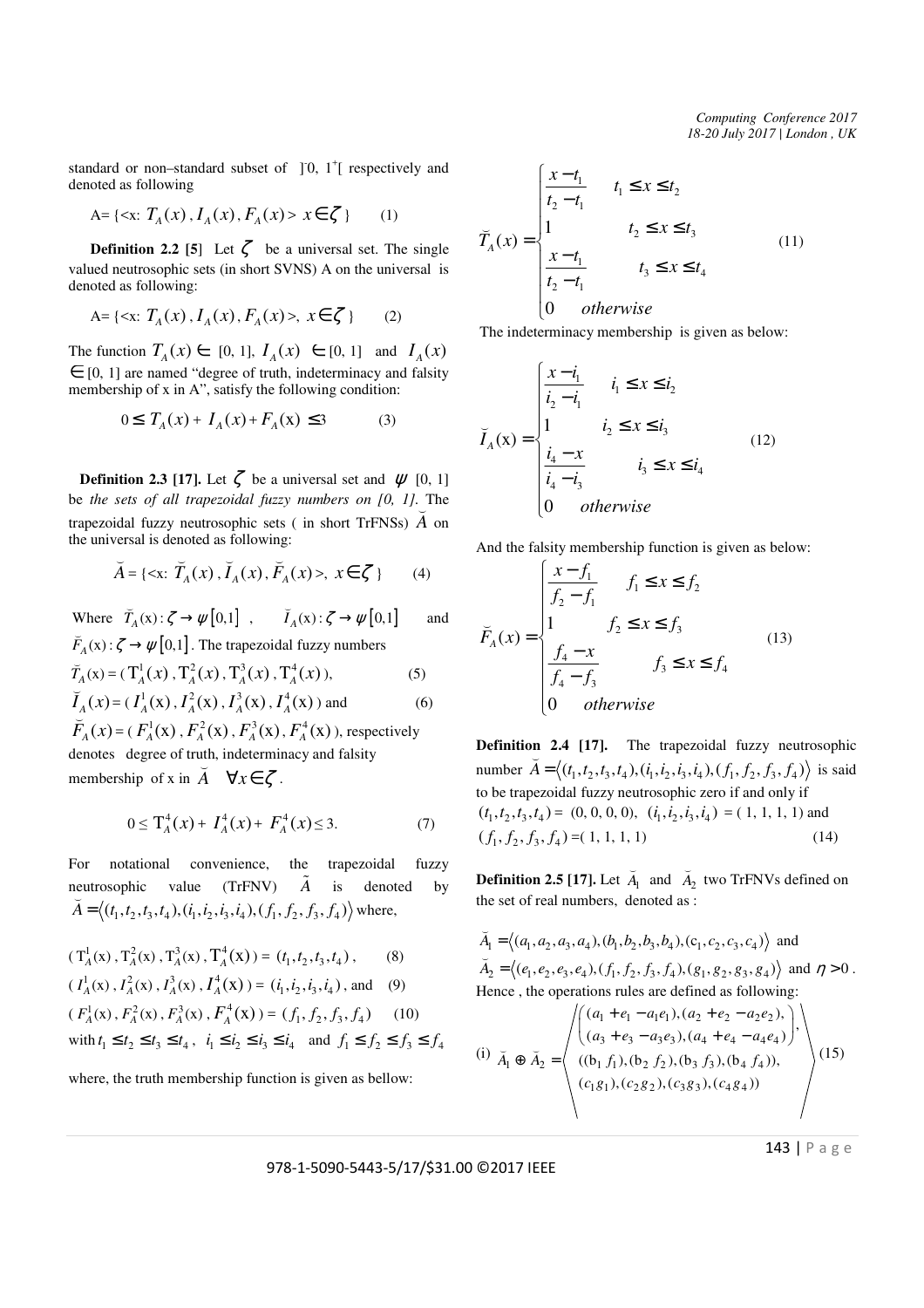standard or non–standard subset of $]^{-}0, 1^{+}[$ respectively and denoted as following

$$A = \{<x: T_A(x), I_A(x), F_A(x)> x \in \zeta\} \quad (1)$$

**Definition 2.2 [5]** Let $\zeta$ be a universal set. The single valued neutrosophic sets (in short SVNS) A on the universal is denoted as following:

$$A = \{<x: T_A(x), I_A(x), F_A(x)>, x \in \zeta\} \quad (2)$$

The function $T_A(x) \in [0, 1]$, $I_A(x) \in [0, 1]$ and $I_A(x) \in [0, 1]$ are named "degree of truth, indeterminacy and falsity membership of x in A", satisfy the following condition:

$$0 \leq T_A(x) + I_A(x) + F_A(x) \leq 3 \quad (3)$$

**Definition 2.3 [17].** Let $\zeta$ be a universal set and $\psi$ [0, 1] be *the sets of all trapezoidal fuzzy numbers on [0, 1].* The trapezoidal fuzzy neutrosophic sets ( in short TrFNSs) $\breve{A}$ on the universal is denoted as following:

$$\breve{A} = \{<x: \breve{T}_A(x), \breve{I}_A(x), \breve{F}_A(x)>, x \in \zeta\} \quad (4)$$

Where $\breve{T}_A(x): \zeta \to \psi[0,1]$, $\breve{I}_A(x): \zeta \to \psi[0,1]$ and $\breve{F}_A(x): \zeta \to \psi[0,1]$. The trapezoidal fuzzy numbers

$$\breve{T}_A(x) = (T_A^1(x), T_A^2(x), T_A^3(x), T_A^4(x)), \quad (5)$$

$$\breve{I}_A(x) = (I_A^1(x), I_A^2(x), I_A^3(x), I_A^4(x)) \text{ and} \quad (6)$$

$$\breve{F}_A(x) = (F_A^1(x), F_A^2(x), F_A^3(x), F_A^4(x)), \text{ respectively}$$

denotes degree of truth, indeterminacy and falsity membership of x in $\breve{A}$ $\forall x \in \zeta$.

$$0 \leq T_A^4(x) + I_A^4(x) + F_A^4(x) \leq 3. \quad (7)$$

For notational convenience, the trapezoidal fuzzy neutrosophic value (TrFNV) $\tilde{A}$ is denoted by $\breve{A} = \langle (t_1, t_2, t_3, t_4), (i_1, i_2, i_3, i_4), (f_1, f_2, f_3, f_4) \rangle$ where,

$$(T_A^1(x), T_A^2(x), T_A^3(x), T_A^4(x)) = (t_1, t_2, t_3, t_4), \quad (8)$$

$$(I_A^1(x), I_A^2(x), I_A^3(x), I_A^4(x)) = (i_1, i_2, i_3, i_4), \text{ and} \quad (9)$$

$$(F_A^1(x), F_A^2(x), F_A^3(x), F_A^4(x)) = (f_1, f_2, f_3, f_4) \quad (10)$$

with $t_1 \leq t_2 \leq t_3 \leq t_4$, $i_1 \leq i_2 \leq i_3 \leq i_4$ and $f_1 \leq f_2 \leq f_3 \leq f_4$

where, the truth membership function is given as bellow:

$$\breve{T}_A(x) = \begin{cases} \frac{x - t_1}{t_2 - t_1} & t_1 \leq x \leq t_2 \\ 1 & t_2 \leq x \leq t_3 \\ \frac{x - t_1}{t_2 - t_1} & t_3 \leq x \leq t_4 \\ 0 & otherwise \end{cases} \quad (11)$$

The indeterminacy membership is given as below:

$$\breve{I}_A(x) = \begin{cases} \frac{x - i_1}{i_2 - i_1} & i_1 \leq x \leq i_2 \\ 1 & i_2 \leq x \leq i_3 \\ \frac{i_4 - x}{i_4 - i_3} & i_3 \leq x \leq i_4 \\ 0 & otherwise \end{cases} \quad (12)$$

And the falsity membership function is given as below:

$$\breve{F}_A(x) = \begin{cases} \frac{x - f_1}{f_2 - f_1} & f_1 \leq x \leq f_2 \\ 1 & f_2 \leq x \leq f_3 \\ \frac{f_4 - x}{f_4 - f_3} & f_3 \leq x \leq f_4 \\ 0 & otherwise \end{cases} \quad (13)$$

**Definition 2.4 [17].** The trapezoidal fuzzy neutrosophic number $\breve{A} = \langle (t_1, t_2, t_3, t_4), (i_1, i_2, i_3, i_4), (f_1, f_2, f_3, f_4) \rangle$ is said to be trapezoidal fuzzy neutrosophic zero if and only if

$$(t_1, t_2, t_3, t_4) = (0, 0, 0, 0), \ (i_1, i_2, i_3, i_4) = (1, 1, 1, 1) \text{ and } (f_1, f_2, f_3, f_4) = (1, 1, 1, 1) \quad (14)$$

**Definition 2.5 [17].** Let $\breve{A}_1$ and $\breve{A}_2$ two TrFNVs defined on the set of real numbers, denoted as :

$\breve{A}_1 = \langle (a_1, a_2, a_3, a_4), (b_1, b_2, b_3, b_4), (c_1, c_2, c_3, c_4) \rangle$ and

$\breve{A}_2 = \langle (e_1, e_2, e_3, e_4), (f_1, f_2, f_3, f_4), (g_1, g_2, g_3, g_4) \rangle$ and $\eta > 0$.

Hence , the operations rules are defined as following:

$$\text{(i)} \ \breve{A}_1 \oplus \breve{A}_2 = \left\langle \begin{array}{c} \left( \begin{array}{c} (a_1 + e_1 - a_1 e_1), (a_2 + e_2 - a_2 e_2), \\ (a_3 + e_3 - a_3 e_3), (a_4 + e_4 - a_4 e_4) \end{array} \right), \\ ((b_1 f_1), (b_2 f_2), (b_3 f_3), (b_4 f_4)), \\ (c_1 g_1), (c_2 g_2), (c_3 g_3), (c_4 g_4)) \end{array} \right\rangle \quad (15)$$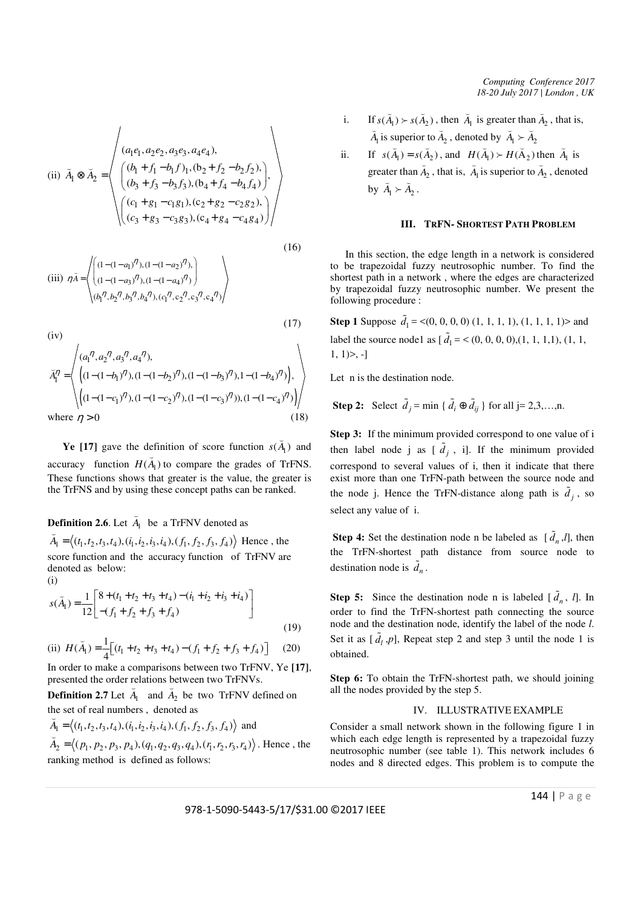(ii) 
$$\breve{A}_1 \otimes \breve{A}_2 = \left\langle \begin{array}{c} (a_1e_1, a_2e_2, a_3e_3, a_4e_4), \\ \begin{pmatrix} (b_1 + f_1 - b_1 f)_1, (b_2 + f_2 - b_2 f_2), \\ (b_3 + f_3 - b_3 f_3), (b_4 + f_4 - b_4 f_4) \end{pmatrix}, \\ \begin{pmatrix} (c_1 + g_1 - c_1 g_1), (c_2 + g_2 - c_2 g_2), \\ (c_3 + g_3 - c_3 g_3), (c_4 + g_4 - c_4 g_4) \end{pmatrix} \end{array} \right\rangle \tag{16}$$

(iii) 
$$\eta \breve{A} = \left\langle \begin{array}{c} \begin{pmatrix} (1-(1-a_1)^{\eta}), (1-(1-a_2)^{\eta}), \\ (1-(1-a_3)^{\eta}), (1-(1-a_4)^{\eta}) \end{pmatrix} \\ (b_1^{\eta}, b_2^{\eta}, b_3^{\eta}, b_4^{\eta}), (c_1^{\eta}, c_2^{\eta}, c_3^{\eta}, c_4^{\eta}) \end{array} \right\rangle \tag{17}$$

(iv)
$$\breve{A}_1^{\eta} = \left\langle \begin{array}{c} (a_1^{\eta}, a_2^{\eta}, a_3^{\eta}, a_4^{\eta}), \\ \left( (1-(1-b_1)^{\eta}), (1-(1-b_2)^{\eta}), (1-(1-b_3)^{\eta}), 1-(1-b_4)^{\eta}) \right), \\ \left( (1-(1-c_1)^{\eta}), (1-(1-c_2)^{\eta}), (1-(1-c_3)^{\eta})), (1-(1-c_4)^{\eta}) \right) \end{array} \right\rangle$$

where $\eta > 0$ (18)

**Ye [17]** gave the definition of score function $s(\breve{A}_1)$ and accuracy function $H(\breve{A}_1)$ to compare the grades of TrFNS. These functions shows that greater is the value, the greater is the TrFNS and by using these concept paths can be ranked.

**Definition 2.6**. Let $\breve{A}_1$ be a TrFNV denoted as $\breve{A}_1 = \langle (t_1, t_2, t_3, t_4), (i_1, i_2, i_3, i_4), (f_1, f_2, f_3, f_4) \rangle$ Hence , the score function and the accuracy function of TrFNV are denoted as below:

(i)
$$s(\breve{A}_1) = \frac{1}{12} \begin{bmatrix} 8 + (t_1 + t_2 + t_3 + t_4) - (i_1 + i_2 + i_3 + i_4) \\ -(f_1 + f_2 + f_3 + f_4) \end{bmatrix} \tag{19}$$

(ii) $H(\breve{A}_1) = \frac{1}{4}\left[(t_1 + t_2 + t_3 + t_4) - (f_1 + f_2 + f_3 + f_4)\right]$ (20)

In order to make a comparisons between two TrFNV, Ye **[17]**, presented the order relations between two TrFNVs.

**Definition 2.7** Let $\breve{A}_1$ and $\breve{A}_2$ be two TrFNV defined on the set of real numbers , denoted as $\breve{A}_1 = \langle (t_1, t_2, t_3, t_4), (i_1, i_2, i_3, i_4), (f_1, f_2, f_3, f_4) \rangle$ and $\breve{A}_2 = \langle (p_1, p_2, p_3, p_4), (q_1, q_2, q_3, q_4), (r_1, r_2, r_3, r_4) \rangle$. Hence , the ranking method is defined as follows:

i. If $s(\breve{A}_1) \succ s(\breve{A}_2)$ , then $\breve{A}_1$ is greater than $\breve{A}_2$ , that is, $\breve{A}_1$ is superior to $\breve{A}_2$ , denoted by $\breve{A}_1 \succ \breve{A}_2$

ii. If $s(\breve{A}_1) = s(\breve{A}_2)$ , and $H(\breve{A}_1) \succ H(\breve{A}_2)$ then $\breve{A}_1$ is greater than $\breve{A}_2$ , that is, $\breve{A}_1$ is superior to $\breve{A}_2$ , denoted by $\breve{A}_1 \succ \breve{A}_2$ .

## III. TrFN- Shortest Path Problem

In this section, the edge length in a network is considered to be trapezoidal fuzzy neutrosophic number. To find the shortest path in a network , where the edges are characterized by trapezoidal fuzzy neutrosophic number. We present the following procedure :

**Step 1** Suppose $\tilde{d}_1$ = <(0, 0, 0, 0) (1, 1, 1, 1), (1, 1, 1, 1)> and label the source node1 as [ $\tilde{d}_1$ = < (0, 0, 0, 0),(1, 1, 1,1), (1, 1, 1, 1)>, -]

Let n is the destination node.

**Step 2:** Select $\tilde{d}_j$ = min { $\tilde{d}_i \oplus \tilde{d}_{ij}$ } for all j= 2,3,…,n.

**Step 3:** If the minimum provided correspond to one value of i then label node j as [ $\tilde{d}_j$ , i]. If the minimum provided correspond to several values of i, then it indicate that there exist more than one TrFN-path between the source node and the node j. Hence the TrFN-distance along path is $\tilde{d}_j$ , so select any value of i.

**Step 4:** Set the destination node n be labeled as [ $\tilde{d}_n$ ,*l*], then the TrFN-shortest path distance from source node to destination node is $\tilde{d}_n$ .

**Step 5:** Since the destination node n is labeled [ $\tilde{d}_n$ , *l*]. In order to find the TrFN-shortest path connecting the source node and the destination node, identify the label of the node *l*. Set it as [ $\tilde{d}_l$ ,p], Repeat step 2 and step 3 until the node 1 is obtained.

**Step 6:** To obtain the TrFN-shortest path, we should joining all the nodes provided by the step 5.

## IV. Illustrative Example

Consider a small network shown in the following figure 1 in which each edge length is represented by a trapezoidal fuzzy neutrosophic number (see table 1). This network includes 6 nodes and 8 directed edges. This problem is to compute the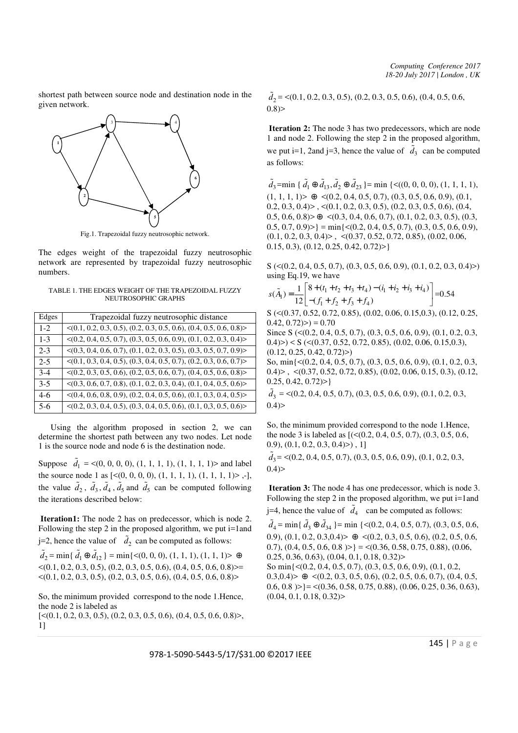shortest path between source node and destination node in the given network.

Fig.1. Trapezoidal fuzzy neutrosophic network.

The edges weight of the trapezoidal fuzzy neutrosophic network are represented by trapezoidal fuzzy neutrosophic numbers.

TABLE 1. THE EDGES WEIGHT OF THE TRAPEZOIDAL FUZZY NEUTROSOPHIC GRAPHS

| Edges | Trapezoidal fuzzy neutrosophic distance |
|---|---|
| 1-2 | <(0.1, 0.2, 0.3, 0.5), (0.2, 0.3, 0.5, 0.6), (0.4, 0.5, 0.6, 0.8)> |
| 1-3 | <(0.2, 0.4, 0.5, 0.7), (0.3, 0.5, 0.6, 0.9), (0.1, 0.2, 0.3, 0.4)> |
| 2-3 | <(0.3, 0.4, 0.6, 0.7), (0.1, 0.2, 0.3, 0.5), (0.3, 0.5, 0.7, 0.9)> |
| 2-5 | <(0.1, 0.3, 0.4, 0.5), (0.3, 0.4, 0.5, 0.7), (0.2, 0.3, 0.6, 0.7)> |
| 3-4 | <(0.2, 0.3, 0.5, 0.6), (0.2, 0.5, 0.6, 0.7), (0.4, 0.5, 0.6, 0.8)> |
| 3-5 | <(0.3, 0.6, 0.7, 0.8), (0.1, 0.2, 0.3, 0.4), (0.1, 0.4, 0.5, 0.6)> |
| 4-6 | <(0.4, 0.6, 0.8, 0.9), (0.2, 0.4, 0.5, 0.6), (0.1, 0.3, 0.4, 0.5)> |
| 5-6 | <(0.2, 0.3, 0.4, 0.5), (0.3, 0.4, 0.5, 0.6), (0.1, 0,3, 0.5, 0.6)> |

Using the algorithm proposed in section 2, we can determine the shortest path between any two nodes. Let node 1 is the source node and node 6 is the destination node.

Suppose $\tilde{d}_1$ = <(0, 0, 0, 0), (1, 1, 1, 1), (1, 1, 1, 1)> and label the source node 1 as [<(0, 0, 0, 0), (1, 1, 1, 1), (1, 1, 1, 1)> ,-], the value $\tilde{d}_2$, $\tilde{d}_3$, $\tilde{d}_4$, $\tilde{d}_5$ and $\tilde{d}_5$ can be computed following the iterations described below:

**Iteration1:** The node 2 has on predecessor, which is node 2. Following the step 2 in the proposed algorithm, we put i=1and j=2, hence the value of $\tilde{d}_2$ can be computed as follows:

$\tilde{d}_2$ = min{ $\tilde{d}_1 \oplus \tilde{d}_{12}$ } = min{<(0, 0, 0), (1, 1, 1), (1, 1, 1)> ⊕ <(0.1, 0.2, 0.3, 0.5), (0.2, 0.3, 0.5, 0.6), (0.4, 0.5, 0.6, 0.8)>= <(0.1, 0.2, 0.3, 0.5), (0.2, 0.3, 0.5, 0.6), (0.4, 0.5, 0.6, 0.8)>

So, the minimum provided correspond to the node 1.Hence, the node 2 is labeled as [<(0.1, 0.2, 0.3, 0.5), (0.2, 0.3, 0.5, 0.6), (0.4, 0.5, 0.6, 0.8)>, 1]

$\tilde{d}_2$ = <(0.1, 0.2, 0.3, 0.5), (0.2, 0.3, 0.5, 0.6), (0.4, 0.5, 0.6, 0.8)>

**Iteration 2:** The node 3 has two predecessors, which are node 1 and node 2. Following the step 2 in the proposed algorithm, we put i=1, 2and j=3, hence the value of $\tilde{d}_3$ can be computed as follows:

$\tilde{d}_3$=min { $\tilde{d}_1 \oplus \tilde{d}_{13}, \tilde{d}_2 \oplus \tilde{d}_{23}$ }= min {<((0, 0, 0, 0), (1, 1, 1, 1), (1, 1, 1, 1)> ⊕ <(0.2, 0.4, 0.5, 0.7), (0.3, 0.5, 0.6, 0.9), (0.1, 0.2, 0.3, 0.4)> , <(0.1, 0.2, 0.3, 0.5), (0.2, 0.3, 0.5, 0.6), (0.4, 0.5, 0.6, 0.8)> ⊕ <(0.3, 0.4, 0.6, 0.7), (0.1, 0.2, 0.3, 0.5), (0.3, 0.5, 0.7, 0.9)>} = min{<(0.2, 0.4, 0.5, 0.7), (0.3, 0.5, 0.6, 0.9), (0.1, 0.2, 0.3, 0.4)> , <(0.37, 0.52, 0.72, 0.85), (0.02, 0.06, 0.15, 0.3), (0.12, 0.25, 0.42, 0.72)>}

S (<(0.2, 0.4, 0.5, 0.7), (0.3, 0.5, 0.6, 0.9), (0.1, 0.2, 0.3, 0.4)>) using Eq.19, we have

$$s(\tilde{A}_1)=\frac{1}{12}\left[\begin{matrix} 8+(t_1+t_2+t_3+t_4)-(i_1+i_2+i_3+i_4) \\ -(f_1+f_2+f_3+f_4) \end{matrix}\right]=0.54$$

S (<(0.37, 0.52, 0.72, 0.85), (0.02, 0.06, 0.15,0.3), (0.12, 0.25, 0.42, 0.72)>) = 0.70

Since S (<(0.2, 0.4, 0.5, 0.7), (0.3, 0.5, 0.6, 0.9), (0.1, 0.2, 0.3, 0.4)>) < S (<(0.37, 0.52, 0.72, 0.85), (0.02, 0.06, 0.15,0.3), (0.12, 0.25, 0.42, 0.72)>)

So, min{<(0.2, 0.4, 0.5, 0.7), (0.3, 0.5, 0.6, 0.9), (0.1, 0.2, 0.3, 0.4)> , <(0.37, 0.52, 0.72, 0.85), (0.02, 0.06, 0.15, 0.3), (0.12, 0.25, 0.42, 0.72)>}

$\tilde{d}_3$ = <(0.2, 0.4, 0.5, 0.7), (0.3, 0.5, 0.6, 0.9), (0.1, 0.2, 0.3, 0.4)>

So, the minimum provided correspond to the node 1.Hence, the node 3 is labeled as [(<(0.2, 0.4, 0.5, 0.7), (0.3, 0.5, 0.6, 0.9), (0.1, 0.2, 0.3, 0.4)>) , 1]

$\tilde{d}_3$= <(0.2, 0.4, 0.5, 0.7), (0.3, 0.5, 0.6, 0.9), (0.1, 0.2, 0.3, 0.4)>

**Iteration 3:** The node 4 has one predecessor, which is node 3. Following the step 2 in the proposed algorithm, we put i=1and j=4, hence the value of $\tilde{d}_4$ can be computed as follows:

$\tilde{d}_4$ = min{ $\tilde{d}_3 \oplus \tilde{d}_{34}$ }= min {<(0.2, 0.4, 0.5, 0.7), (0.3, 0.5, 0.6, 0.9), (0.1, 0.2, 0.3,0.4)> ⊕ <(0.2, 0.3, 0.5, 0.6), (0.2, 0.5, 0.6, 0.7), (0.4, 0.5, 0.6, 0.8 )>} = <(0.36, 0.58, 0.75, 0.88), (0.06, 0.25, 0.36, 0.63), (0.04, 0.1, 0.18, 0.32)>

So min{<(0.2, 0.4, 0.5, 0.7), (0.3, 0.5, 0.6, 0.9), (0.1, 0.2, 0.3,0.4)> ⊕ <(0.2, 0.3, 0.5, 0.6), (0.2, 0.5, 0.6, 0.7), (0.4, 0.5, 0.6, 0.8 )>}= <(0.36, 0.58, 0.75, 0.88), (0.06, 0.25, 0.36, 0.63), (0.04, 0.1, 0.18, 0.32)>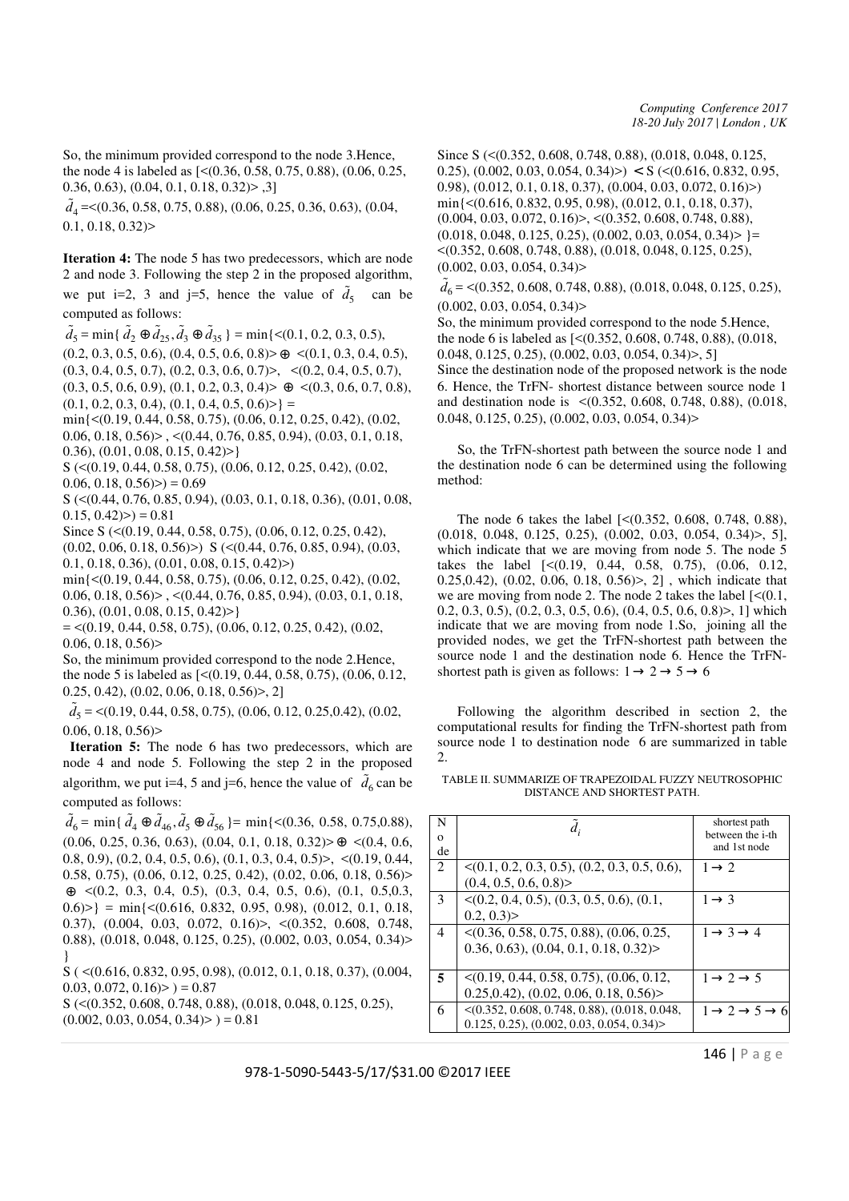So, the minimum provided correspond to the node 3.Hence, the node 4 is labeled as [<(0.36, 0.58, 0.75, 0.88), (0.06, 0.25, 0.36, 0.63), (0.04, 0.1, 0.18, 0.32)> ,3]

$\tilde{d}_4$ =<(0.36, 0.58, 0.75, 0.88), (0.06, 0.25, 0.36, 0.63), (0.04, 0.1, 0.18, 0.32)>

**Iteration 4:** The node 5 has two predecessors, which are node 2 and node 3. Following the step 2 in the proposed algorithm, we put i=2, 3 and j=5, hence the value of $\tilde{d}_5$ can be computed as follows:

$\tilde{d}_5 = \min\{ \tilde{d}_2 \oplus \tilde{d}_{25}, \tilde{d}_3 \oplus \tilde{d}_{35} \}$ = min{<(0.1, 0.2, 0.3, 0.5), (0.2, 0.3, 0.5, 0.6), (0.4, 0.5, 0.6, 0.8)> ⊕ <(0.1, 0.3, 0.4, 0.5), (0.3, 0.4, 0.5, 0.7), (0.2, 0.3, 0.6, 0.7)>, <(0.2, 0.4, 0.5, 0.7), (0.3, 0.5, 0.6, 0.9), (0.1, 0.2, 0.3, 0.4)> ⊕ <(0.3, 0.6, 0.7, 0.8), (0.1, 0.2, 0.3, 0.4), (0.1, 0.4, 0.5, 0.6)>} = min{<(0.19, 0.44, 0.58, 0.75), (0.06, 0.12, 0.25, 0.42), (0.02, 0.06, 0.18, 0.56)> , <(0.44, 0.76, 0.85, 0.94), (0.03, 0.1, 0.18, 0.36), (0.01, 0.08, 0.15, 0.42)>}

S (<(0.19, 0.44, 0.58, 0.75), (0.06, 0.12, 0.25, 0.42), (0.02, 0.06, 0.18, 0.56)>) = 0.69

S (<(0.44, 0.76, 0.85, 0.94), (0.03, 0.1, 0.18, 0.36), (0.01, 0.08, 0.15, 0.42)>) = 0.81

Since S (<(0.19, 0.44, 0.58, 0.75), (0.06, 0.12, 0.25, 0.42), (0.02, 0.06, 0.18, 0.56)>) S (<(0.44, 0.76, 0.85, 0.94), (0.03, 0.1, 0.18, 0.36), (0.01, 0.08, 0.15, 0.42)>)

min{<(0.19, 0.44, 0.58, 0.75), (0.06, 0.12, 0.25, 0.42), (0.02, 0.06, 0.18, 0.56)> , <(0.44, 0.76, 0.85, 0.94), (0.03, 0.1, 0.18, 0.36), (0.01, 0.08, 0.15, 0.42)>}

= <(0.19, 0.44, 0.58, 0.75), (0.06, 0.12, 0.25, 0.42), (0.02, 0.06, 0.18, 0.56)>

So, the minimum provided correspond to the node 2.Hence, the node 5 is labeled as [<(0.19, 0.44, 0.58, 0.75), (0.06, 0.12, 0.25, 0.42), (0.02, 0.06, 0.18, 0.56)>, 2]

$\tilde{d}_5$ = <(0.19, 0.44, 0.58, 0.75), (0.06, 0.12, 0.25,0.42), (0.02, 0.06, 0.18, 0.56)>

**Iteration 5:** The node 6 has two predecessors, which are node 4 and node 5. Following the step 2 in the proposed algorithm, we put i=4, 5 and j=6, hence the value of $\tilde{d}_6$ can be computed as follows:

$\tilde{d}_6 = \min\{ \tilde{d}_4 \oplus \tilde{d}_{46}, \tilde{d}_5 \oplus \tilde{d}_{56} \}$= min{<(0.36, 0.58, 0.75,0.88), (0.06, 0.25, 0.36, 0.63), (0.04, 0.1, 0.18, 0.32)> ⊕ <(0.4, 0.6, 0.8, 0.9), (0.2, 0.4, 0.5, 0.6), (0.1, 0.3, 0.4, 0.5)>, <(0.19, 0.44, 0.58, 0.75), (0.06, 0.12, 0.25, 0.42), (0.02, 0.06, 0.18, 0.56)> ⊕ <(0.2, 0.3, 0.4, 0.5), (0.3, 0.4, 0.5, 0.6), (0.1, 0.5,0.3, 0.6)>} = min{<(0.616, 0.832, 0.95, 0.98), (0.012, 0.1, 0.18, 0.37), (0.004, 0.03, 0.072, 0.16)>, <(0.352, 0.608, 0.748, 0.88), (0.018, 0.048, 0.125, 0.25), (0.002, 0.03, 0.054, 0.34)> }

S ( <(0.616, 0.832, 0.95, 0.98), (0.012, 0.1, 0.18, 0.37), (0.004, 0.03, 0.072, 0.16)> ) = 0.87

S (<(0.352, 0.608, 0.748, 0.88), (0.018, 0.048, 0.125, 0.25), (0.002, 0.03, 0.054, 0.34)> ) = 0.81

Since S (<(0.352, 0.608, 0.748, 0.88), (0.018, 0.048, 0.125, 0.25), (0.002, 0.03, 0.054, 0.34)>) < S (<(0.616, 0.832, 0.95, 0.98), (0.012, 0.1, 0.18, 0.37), (0.004, 0.03, 0.072, 0.16)>)

min{<(0.616, 0.832, 0.95, 0.98), (0.012, 0.1, 0.18, 0.37), (0.004, 0.03, 0.072, 0.16)>, <(0.352, 0.608, 0.748, 0.88), (0.018, 0.048, 0.125, 0.25), (0.002, 0.03, 0.054, 0.34)> }= <(0.352, 0.608, 0.748, 0.88), (0.018, 0.048, 0.125, 0.25), (0.002, 0.03, 0.054, 0.34)>

$\tilde{d}_6$ = <(0.352, 0.608, 0.748, 0.88), (0.018, 0.048, 0.125, 0.25), (0.002, 0.03, 0.054, 0.34)>

So, the minimum provided correspond to the node 5.Hence, the node 6 is labeled as [<(0.352, 0.608, 0.748, 0.88), (0.018, 0.048, 0.125, 0.25), (0.002, 0.03, 0.054, 0.34)>, 5]

Since the destination node of the proposed network is the node 6. Hence, the TrFN- shortest distance between source node 1 and destination node is <(0.352, 0.608, 0.748, 0.88), (0.018, 0.048, 0.125, 0.25), (0.002, 0.03, 0.054, 0.34)>

So, the TrFN-shortest path between the source node 1 and the destination node 6 can be determined using the following method:

The node 6 takes the label [<(0.352, 0.608, 0.748, 0.88), (0.018, 0.048, 0.125, 0.25), (0.002, 0.03, 0.054, 0.34)>, 5], which indicate that we are moving from node 5. The node 5 takes the label [<(0.19, 0.44, 0.58, 0.75), (0.06, 0.12, 0.25,0.42), (0.02, 0.06, 0.18, 0.56)>, 2] , which indicate that we are moving from node 2. The node 2 takes the label [<(0.1, 0.2, 0.3, 0.5), (0.2, 0.3, 0.5, 0.6), (0.4, 0.5, 0.6, 0.8)>, 1] which indicate that we are moving from node 1.So, joining all the provided nodes, we get the TrFN-shortest path between the source node 1 and the destination node 6. Hence the TrFN-shortest path is given as follows: $1 \rightarrow 2 \rightarrow 5 \rightarrow 6$

Following the algorithm described in section 2, the computational results for finding the TrFN-shortest path from source node 1 to destination node 6 are summarized in table 2.

TABLE II. SUMMARIZE OF TRAPEZOIDAL FUZZY NEUTROSOPHIC DISTANCE AND SHORTEST PATH.

| Node | $\tilde{d}_i$ | shortest path between the i-th and 1st node |
|---|---|---|
| 2 | <(0.1, 0.2, 0.3, 0.5), (0.2, 0.3, 0.5, 0.6), (0.4, 0.5, 0.6, 0.8)> | $1 \rightarrow 2$ |
| 3 | <(0.2, 0.4, 0.5), (0.3, 0.5, 0.6), (0.1, 0.2, 0.3)> | $1 \rightarrow 3$ |
| 4 | <(0.36, 0.58, 0.75, 0.88), (0.06, 0.25, 0.36, 0.63), (0.04, 0.1, 0.18, 0.32)> | $1 \rightarrow 3 \rightarrow 4$ |
| **5** | <(0.19, 0.44, 0.58, 0.75), (0.06, 0.12, 0.25,0.42), (0.02, 0.06, 0.18, 0.56)> | $1 \rightarrow 2 \rightarrow 5$ |
| 6 | <(0.352, 0.608, 0.748, 0.88), (0.018, 0.048, 0.125, 0.25), (0.002, 0.03, 0.054, 0.34)> | $1 \rightarrow 2 \rightarrow 5 \rightarrow 6$ |

978-1-5090-5443-5/17/$31.00 ©2017 IEEE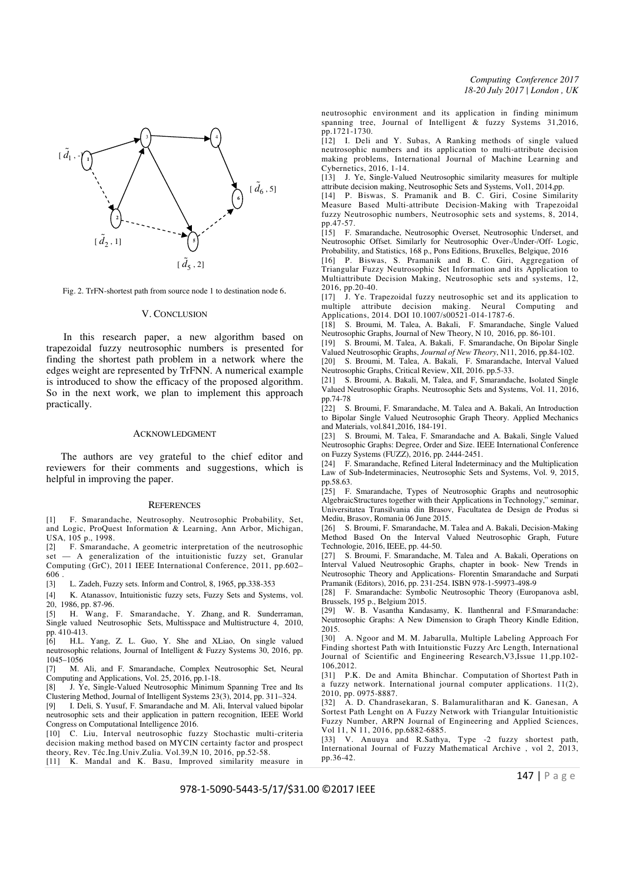$[\tilde{d}_1, -]$

1

2

3

4

5

6

$[\tilde{d}_2, 1]$

$[\tilde{d}_5, 2]$

$[\tilde{d}_6, 5]$

Fig. 2. TrFN-shortest path from source node 1 to destination node 6.

## V. CONCLUSION

In this research paper, a new algorithm based on trapezoidal fuzzy neutrosophic numbers is presented for finding the shortest path problem in a network where the edges weight are represented by TrFNN. A numerical example is introduced to show the efficacy of the proposed algorithm. So in the next work, we plan to implement this approach practically.

## ACKNOWLEDGMENT

The authors are vey grateful to the chief editor and reviewers for their comments and suggestions, which is helpful in improving the paper.

## REFERENCES

[1] F. Smarandache, Neutrosophy. Neutrosophic Probability, Set, and Logic, ProQuest Information & Learning, Ann Arbor, Michigan, USA, 105 p., 1998.

[2] F. Smarandache, A geometric interpretation of the neutrosophic set — A generalization of the intuitionistic fuzzy set, Granular Computing (GrC), 2011 IEEE International Conference, 2011, pp.602–606 .

[3] L. Zadeh, Fuzzy sets. Inform and Control, 8, 1965, pp.338-353

[4] K. Atanassov, Intuitionistic fuzzy sets, Fuzzy Sets and Systems, vol. 20, 1986, pp. 87-96.

[5] H. Wang, F. Smarandache, Y. Zhang, and R. Sunderraman, Single valued Neutrosophic Sets, Multisspace and Multistructure 4, 2010, pp. 410-413.

[6] H.L. Yang, Z. L. Guo, Y. She and XLiao, On single valued neutrosophic relations, Journal of Intelligent & Fuzzy Systems 30, 2016, pp. 1045–1056

[7] M. Ali, and F. Smarandache, Complex Neutrosophic Set, Neural Computing and Applications, Vol. 25, 2016, pp.1-18.

[8] J. Ye, Single-Valued Neutrosophic Minimum Spanning Tree and Its Clustering Method, Journal of Intelligent Systems 23(3), 2014, pp. 311–324.

[9] I. Deli, S. Yusuf, F. Smarandache and M. Ali, Interval valued bipolar neutrosophic sets and their application in pattern recognition, IEEE World Congress on Computational Intelligence 2016.

[10] C. Liu, Interval neutrosophic fuzzy Stochastic multi-criteria decision making method based on MYCIN certainty factor and prospect theory, Rev. Téc.Ing.Univ.Zulia. Vol.39,N 10, 2016, pp.52-58.

[11] K. Mandal and K. Basu, Improved similarity measure in neutrosophic environment and its application in finding minimum spanning tree, Journal of Intelligent & fuzzy Systems 31,2016, pp.1721-1730.

[12] I. Deli and Y. Subas, A Ranking methods of single valued neutrosophic numbers and its application to multi-attribute decision making problems, International Journal of Machine Learning and Cybernetics, 2016, 1-14.

[13] J. Ye, Single-Valued Neutrosophic similarity measures for multiple attribute decision making, Neutrosophic Sets and Systems, Vol1, 2014,pp.

[14] P. Biswas, S. Pramanik and B. C. Giri, Cosine Similarity Measure Based Multi-attribute Decision-Making with Trapezoidal fuzzy Neutrosophic numbers, Neutrosophic sets and systems, 8, 2014, pp.47-57.

[15] F. Smarandache, Neutrosophic Overset, Neutrosophic Underset, and Neutrosophic Offset. Similarly for Neutrosophic Over-/Under-/Off- Logic, Probability, and Statistics, 168 p., Pons Editions, Bruxelles, Belgique, 2016

[16] P. Biswas, S. Pramanik and B. C. Giri, Aggregation of Triangular Fuzzy Neutrosophic Set Information and its Application to Multiattribute Decision Making, Neutrosophic sets and systems, 12, 2016, pp.20-40.

[17] J. Ye. Trapezoidal fuzzy neutrosophic set and its application to multiple attribute decision making. Neural Computing and Applications, 2014. DOI 10.1007/s00521-014-1787-6.

[18] S. Broumi, M. Talea, A. Bakali, F. Smarandache, Single Valued Neutrosophic Graphs, Journal of New Theory, N 10, 2016, pp. 86-101.

[19] S. Broumi, M. Talea, A. Bakali, F. Smarandache, On Bipolar Single Valued Neutrosophic Graphs, *Journal of New Theory*, N11, 2016, pp.84-102.

[20] S. Broumi, M. Talea, A. Bakali, F. Smarandache, Interval Valued Neutrosophic Graphs, Critical Review, XII, 2016. pp.5-33.

[21] S. Broumi, A. Bakali, M, Talea, and F, Smarandache, Isolated Single Valued Neutrosophic Graphs. Neutrosophic Sets and Systems, Vol. 11, 2016, pp.74-78

[22] S. Broumi, F. Smarandache, M. Talea and A. Bakali, An Introduction to Bipolar Single Valued Neutrosophic Graph Theory. Applied Mechanics and Materials, vol.841,2016, 184-191.

[23] S. Broumi, M. Talea, F. Smarandache and A. Bakali, Single Valued Neutrosophic Graphs: Degree, Order and Size. IEEE International Conference on Fuzzy Systems (FUZZ), 2016, pp. 2444-2451.

[24] F. Smarandache, Refined Literal Indeterminacy and the Multiplication Law of Sub-Indeterminacies, Neutrosophic Sets and Systems, Vol. 9, 2015, pp.58.63.

[25] F. Smarandache, Types of Neutrosophic Graphs and neutrosophic AlgebraicStructures together with their Applications in Technology," seminar, Universitatea Transilvania din Brasov, Facultatea de Design de Produs si Mediu, Brasov, Romania 06 June 2015.

[26] S. Broumi, F. Smarandache, M. Talea and A. Bakali, Decision-Making Method Based On the Interval Valued Neutrosophic Graph, Future Technologie, 2016, IEEE, pp. 44-50.

[27] S. Broumi, F. Smarandache, M. Talea and A. Bakali, Operations on Interval Valued Neutrosophic Graphs, chapter in book- New Trends in Neutrosophic Theory and Applications- Florentin Smarandache and Surpati Pramanik (Editors), 2016, pp. 231-254. ISBN 978-1-59973-498-9

[28] F. Smarandache: Symbolic Neutrosophic Theory (Europanova asbl, Brussels, 195 p., Belgium 2015.

[29] W. B. Vasantha Kandasamy, K. Ilanthenral and F.Smarandache: Neutrosophic Graphs: A New Dimension to Graph Theory Kindle Edition, 2015.

[30] A. Ngoor and M. M. Jabarulla, Multiple Labeling Approach For Finding shortest Path with Intuitionstic Fuzzy Arc Length, International Journal of Scientific and Engineering Research,V3,Issue 11,pp.102-106,2012.

[31] P.K. De and Amita Bhinchar. Computation of Shortest Path in a fuzzy network. International journal computer applications. 11(2), 2010, pp. 0975-8887.

[32] A. D. Chandrasekaran, S. Balamuralitharan and K. Ganesan, A Sortest Path Lenght on A Fuzzy Network with Triangular Intuitionistic Fuzzy Number, ARPN Journal of Engineering and Applied Sciences, Vol 11, N 11, 2016, pp.6882-6885.

[33] V. Anuuya and R.Sathya, Type -2 fuzzy shortest path, International Journal of Fuzzy Mathematical Archive , vol 2, 2013, pp.36-42.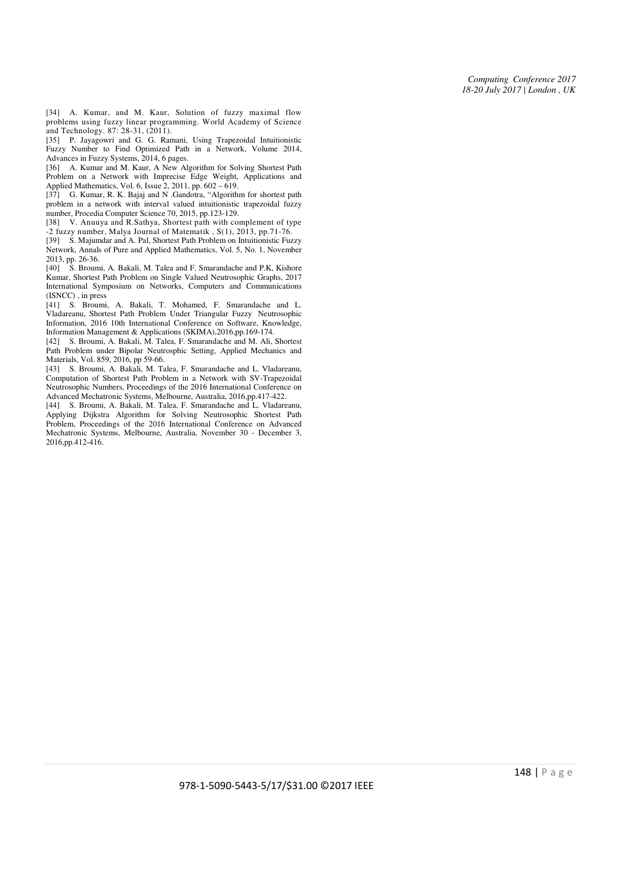[34] A. Kumar, and M. Kaur, Solution of fuzzy maximal flow problems using fuzzy linear programming. World Academy of Science and Technology. 87: 28-31, (2011).

[35] P. Jayagowri and G. G. Ramani, Using Trapezoidal Intuitionistic Fuzzy Number to Find Optimized Path in a Network, Volume 2014, Advances in Fuzzy Systems, 2014, 6 pages.

[36] A. Kumar and M. Kaur, A New Algorithm for Solving Shortest Path Problem on a Network with Imprecise Edge Weight, Applications and Applied Mathematics, Vol. 6, Issue 2, 2011, pp. 602 – 619.

[37] G. Kumar, R. K. Bajaj and N .Gandotra, "Algorithm for shortest path problem in a network with interval valued intuitionistic trapezoidal fuzzy number, Procedia Computer Science 70, 2015, pp.123-129.

[38] V. Anuuya and R.Sathya, Shortest path with complement of type -2 fuzzy number, Malya Journal of Matematik , S(1), 2013, pp.71-76.

[39] S. Majumdar and A. Pal, Shortest Path Problem on Intuitionistic Fuzzy Network, Annals of Pure and Applied Mathematics, Vol. 5, No. 1, November 2013, pp. 26-36.

[40] S. Broumi, A. Bakali, M. Talea and F. Smarandache and P.K, Kishore Kumar, Shortest Path Problem on Single Valued Neutrosophic Graphs, 2017 International Symposium on Networks, Computers and Communications (ISNCC) , in press

[41] S. Broumi, A. Bakali, T. Mohamed, F. Smarandache and L. Vladareanu, Shortest Path Problem Under Triangular Fuzzy Neutrosophic Information, 2016 10th International Conference on Software, Knowledge, Information Management & Applications (SKIMA),2016,pp.169-174.

[42] S. Broumi, A. Bakali, M. Talea, F. Smarandache and M. Ali, Shortest Path Problem under Bipolar Neutrosphic Setting, Applied Mechanics and Materials, Vol. 859, 2016, pp 59-66.

[43] S. Broumi, A. Bakali, M. Talea, F. Smarandache and L. Vladareanu, Computation of Shortest Path Problem in a Network with SV-Trapezoidal Neutrosophic Numbers, Proceedings of the 2016 International Conference on Advanced Mechatronic Systems, Melbourne, Australia, 2016,pp.417-422.

[44] S. Broumi, A. Bakali, M. Talea, F. Smarandache and L. Vladareanu, Applying Dijkstra Algorithm for Solving Neutrosophic Shortest Path Problem, Proceedings of the 2016 International Conference on Advanced Mechatronic Systems, Melbourne, Australia, November 30 - December 3, 2016,pp.412-416.